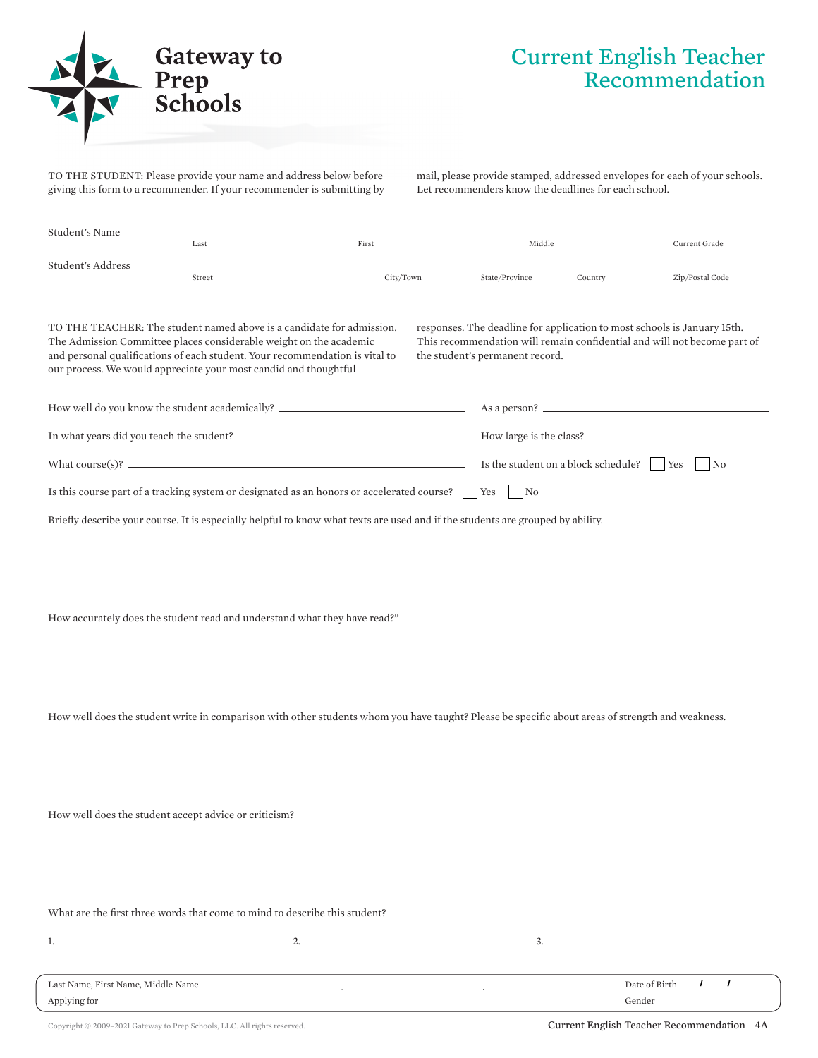# Gateway to Prep Schools

# Current English Teacher Recommendation

TO THE STUDENT: Please provide your name and address below before giving this form to a recommender. If your recommender is submitting by mail, please provide stamped, addressed envelopes for each of your schools. Let recommenders know the deadlines for each school.

Student's Name ______________________________________________
Last | First | Middle | Current Grade

Student's Address ______________________________________________
Street | City/Town | State/Province | Country | Zip/Postal Code

TO THE TEACHER: The student named above is a candidate for admission. The Admission Committee places considerable weight on the academic and personal qualifications of each student. Your recommendation is vital to our process. We would appreciate your most candid and thoughtful responses. The deadline for application to most schools is January 15th. This recommendation will remain confidential and will not become part of the student's permanent record.

How well do you know the student academically? ____________________ As a person? ____________________

In what years did you teach the student? ____________________ How large is the class? ____________________

What course(s)? ____________________ Is the student on a block schedule? ☐ Yes ☐ No

Is this course part of a tracking system or designated as an honors or accelerated course? ☐ Yes ☐ No

Briefly describe your course. It is especially helpful to know what texts are used and if the students are grouped by ability.

How accurately does the student read and understand what they have read?"

How well does the student write in comparison with other students whom you have taught? Please be specific about areas of strength and weakness.

How well does the student accept advice or criticism?

What are the first three words that come to mind to describe this student?

1. ____________________ 2. ____________________ 3. ____________________

Last Name, First Name, Middle Name ____________________ Date of Birth ___ / ___ / ___

Applying for ____________________ Gender ____________________

Copyright © 2009–2021 Gateway to Prep Schools, LLC. All rights reserved.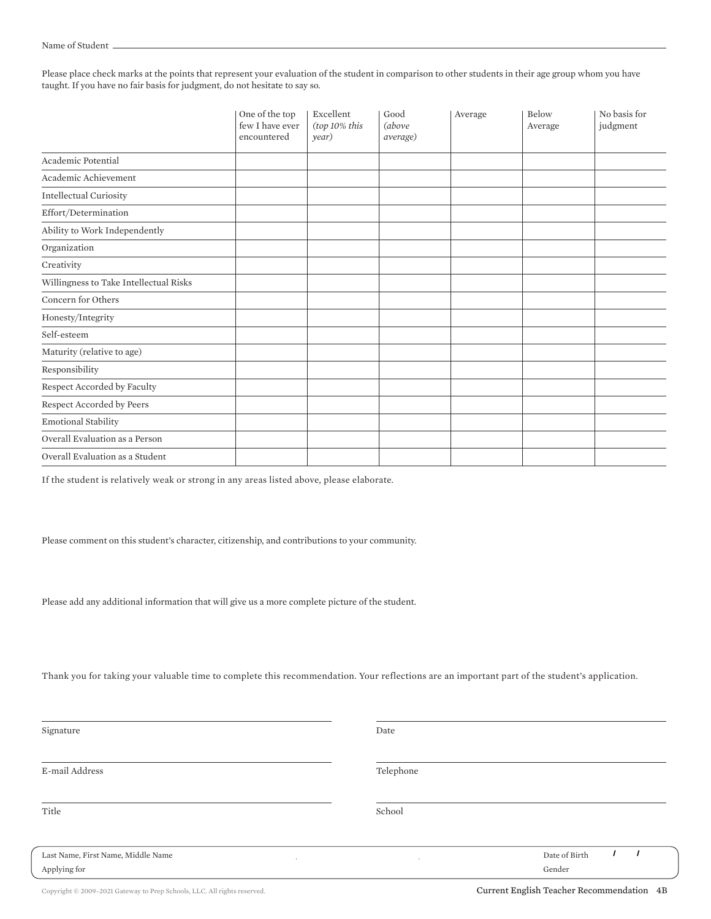Name of Student ______________________________

Please place check marks at the points that represent your evaluation of the student in comparison to other students in their age group whom you have taught. If you have no fair basis for judgment, do not hesitate to say so.

| | One of the top few I have ever encountered | Excellent *(top 10% this year)* | Good *(above average)* | Average | Below Average | No basis for judgment |
|---|---|---|---|---|---|---|
| Academic Potential | | | | | | |
| Academic Achievement | | | | | | |
| Intellectual Curiosity | | | | | | |
| Effort/Determination | | | | | | |
| Ability to Work Independently | | | | | | |
| Organization | | | | | | |
| Creativity | | | | | | |
| Willingness to Take Intellectual Risks | | | | | | |
| Concern for Others | | | | | | |
| Honesty/Integrity | | | | | | |
| Self-esteem | | | | | | |
| Maturity (relative to age) | | | | | | |
| Responsibility | | | | | | |
| Respect Accorded by Faculty | | | | | | |
| Respect Accorded by Peers | | | | | | |
| Emotional Stability | | | | | | |
| Overall Evaluation as a Person | | | | | | |
| Overall Evaluation as a Student | | | | | | |

If the student is relatively weak or strong in any areas listed above, please elaborate.

Please comment on this student's character, citizenship, and contributions to your community.

Please add any additional information that will give us a more complete picture of the student.

Thank you for taking your valuable time to complete this recommendation. Your reflections are an important part of the student's application.

Signature ______________________________ Date ______________________________

E-mail Address ______________________________ Telephone ______________________________

Title ______________________________ School ______________________________

Last Name, First Name, Middle Name ______________________________ Date of Birth ___ / ___ / ___

Applying for ______________________________ Gender ______________________________

Copyright © 2009–2021 Gateway to Prep Schools, LLC. All rights reserved.

Current English Teacher Recommendation 4B